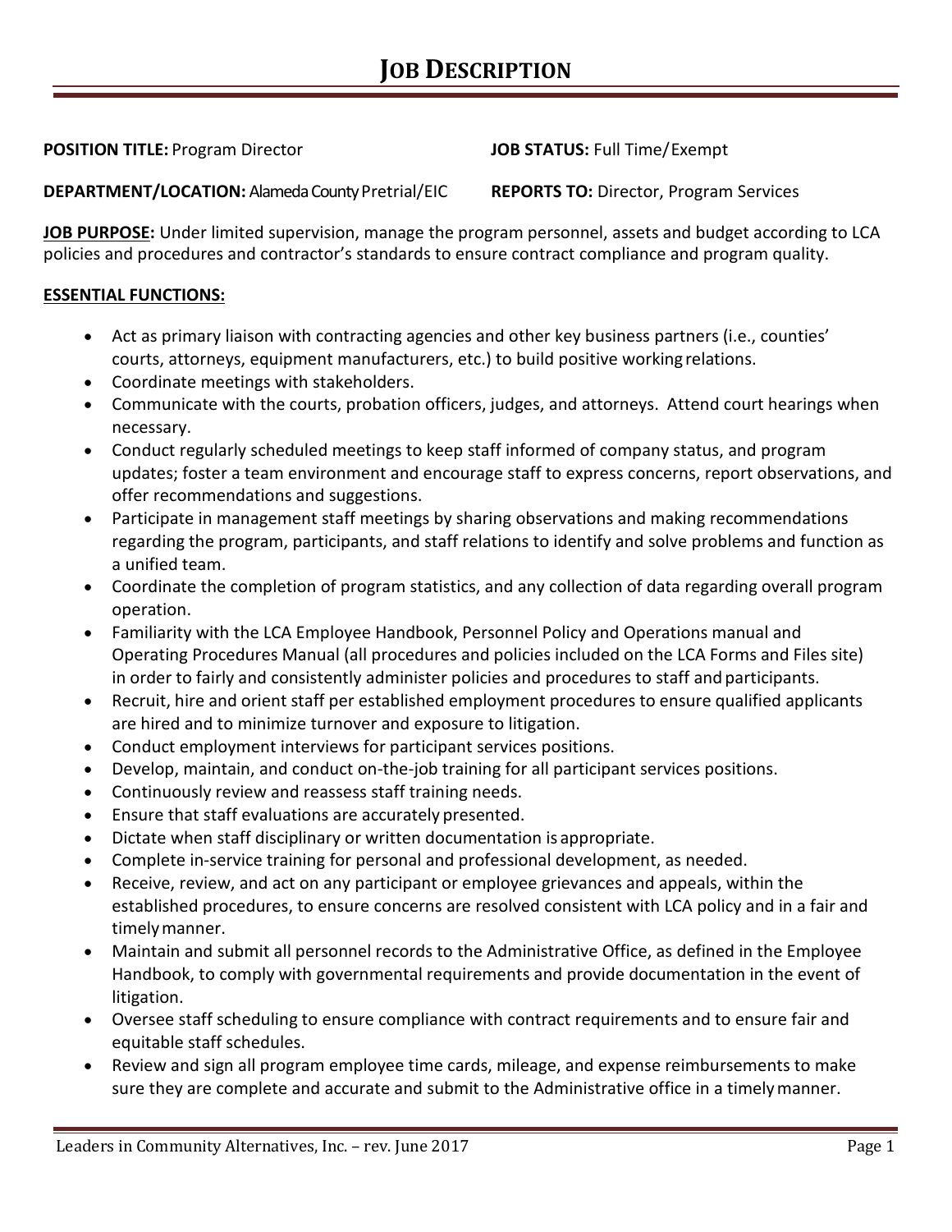# JOB DESCRIPTION

**POSITION TITLE:** Program Director

**JOB STATUS:** Full Time/Exempt

**DEPARTMENT/LOCATION:** Alameda County Pretrial/EIC

**REPORTS TO:** Director, Program Services

**JOB PURPOSE:** Under limited supervision, manage the program personnel, assets and budget according to LCA policies and procedures and contractor's standards to ensure contract compliance and program quality.

**ESSENTIAL FUNCTIONS:**

- Act as primary liaison with contracting agencies and other key business partners (i.e., counties' courts, attorneys, equipment manufacturers, etc.) to build positive working relations.
- Coordinate meetings with stakeholders.
- Communicate with the courts, probation officers, judges, and attorneys. Attend court hearings when necessary.
- Conduct regularly scheduled meetings to keep staff informed of company status, and program updates; foster a team environment and encourage staff to express concerns, report observations, and offer recommendations and suggestions.
- Participate in management staff meetings by sharing observations and making recommendations regarding the program, participants, and staff relations to identify and solve problems and function as a unified team.
- Coordinate the completion of program statistics, and any collection of data regarding overall program operation.
- Familiarity with the LCA Employee Handbook, Personnel Policy and Operations manual and Operating Procedures Manual (all procedures and policies included on the LCA Forms and Files site) in order to fairly and consistently administer policies and procedures to staff and participants.
- Recruit, hire and orient staff per established employment procedures to ensure qualified applicants are hired and to minimize turnover and exposure to litigation.
- Conduct employment interviews for participant services positions.
- Develop, maintain, and conduct on-the-job training for all participant services positions.
- Continuously review and reassess staff training needs.
- Ensure that staff evaluations are accurately presented.
- Dictate when staff disciplinary or written documentation is appropriate.
- Complete in-service training for personal and professional development, as needed.
- Receive, review, and act on any participant or employee grievances and appeals, within the established procedures, to ensure concerns are resolved consistent with LCA policy and in a fair and timely manner.
- Maintain and submit all personnel records to the Administrative Office, as defined in the Employee Handbook, to comply with governmental requirements and provide documentation in the event of litigation.
- Oversee staff scheduling to ensure compliance with contract requirements and to ensure fair and equitable staff schedules.
- Review and sign all program employee time cards, mileage, and expense reimbursements to make sure they are complete and accurate and submit to the Administrative office in a timely manner.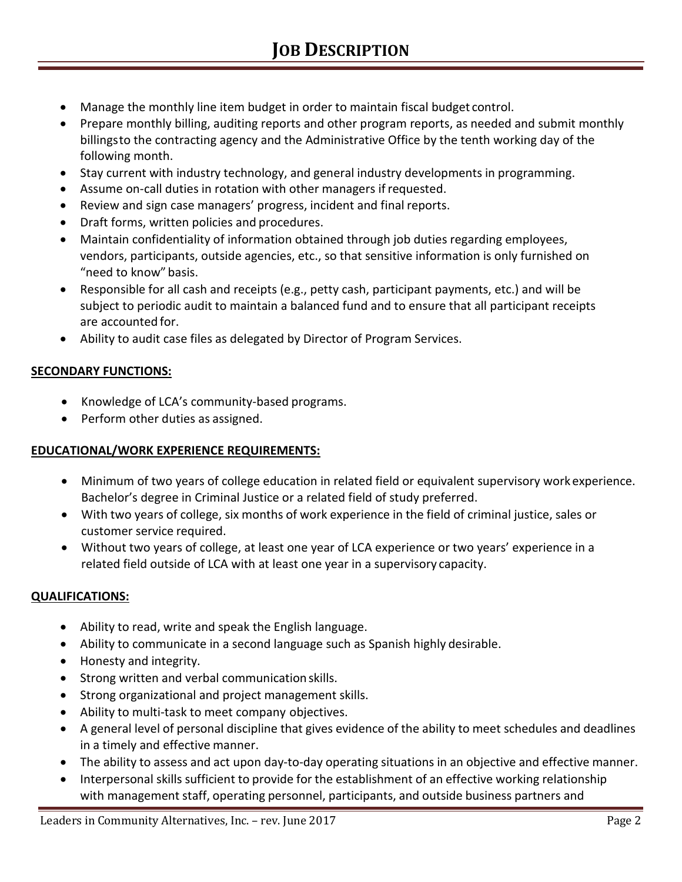- Manage the monthly line item budget in order to maintain fiscal budget control.
- Prepare monthly billing, auditing reports and other program reports, as needed and submit monthly billingsto the contracting agency and the Administrative Office by the tenth working day of the following month.
- Stay current with industry technology, and general industry developments in programming.
- Assume on-call duties in rotation with other managers if requested.
- Review and sign case managers' progress, incident and final reports.
- Draft forms, written policies and procedures.
- Maintain confidentiality of information obtained through job duties regarding employees, vendors, participants, outside agencies, etc., so that sensitive information is only furnished on "need to know" basis.
- Responsible for all cash and receipts (e.g., petty cash, participant payments, etc.) and will be subject to periodic audit to maintain a balanced fund and to ensure that all participant receipts are accounted for.
- Ability to audit case files as delegated by Director of Program Services.

**SECONDARY FUNCTIONS:**

- Knowledge of LCA's community-based programs.
- Perform other duties as assigned.

**EDUCATIONAL/WORK EXPERIENCE REQUIREMENTS:**

- Minimum of two years of college education in related field or equivalent supervisory work experience. Bachelor's degree in Criminal Justice or a related field of study preferred.
- With two years of college, six months of work experience in the field of criminal justice, sales or customer service required.
- Without two years of college, at least one year of LCA experience or two years' experience in a related field outside of LCA with at least one year in a supervisory capacity.

**QUALIFICATIONS:**

- Ability to read, write and speak the English language.
- Ability to communicate in a second language such as Spanish highly desirable.
- Honesty and integrity.
- Strong written and verbal communication skills.
- Strong organizational and project management skills.
- Ability to multi-task to meet company objectives.
- A general level of personal discipline that gives evidence of the ability to meet schedules and deadlines in a timely and effective manner.
- The ability to assess and act upon day-to-day operating situations in an objective and effective manner.
- Interpersonal skills sufficient to provide for the establishment of an effective working relationship with management staff, operating personnel, participants, and outside business partners and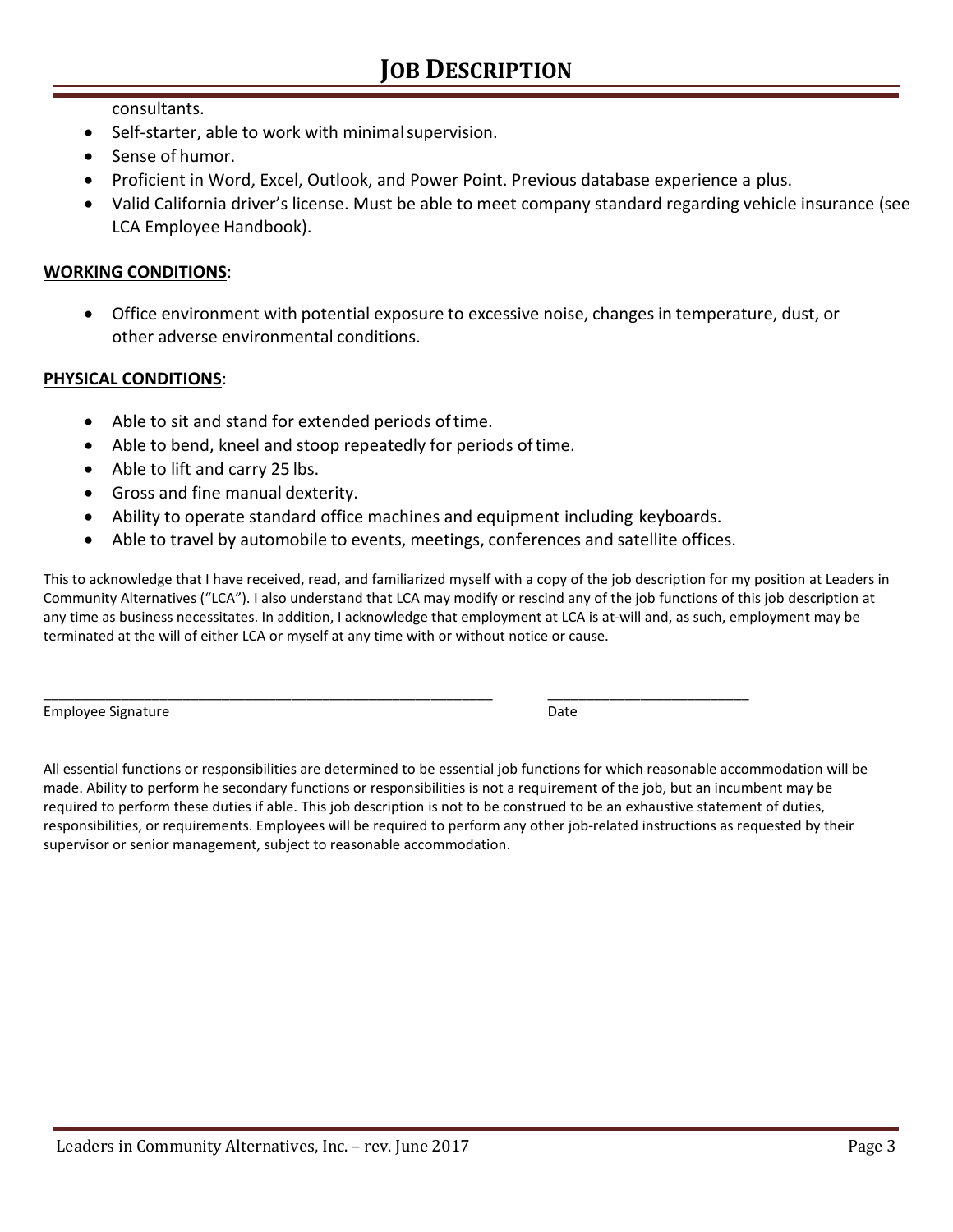consultants.

- Self-starter, able to work with minimal supervision.
- Sense of humor.
- Proficient in Word, Excel, Outlook, and Power Point. Previous database experience a plus.
- Valid California driver's license. Must be able to meet company standard regarding vehicle insurance (see LCA Employee Handbook).

**WORKING CONDITIONS**:

- Office environment with potential exposure to excessive noise, changes in temperature, dust, or other adverse environmental conditions.

**PHYSICAL CONDITIONS**:

- Able to sit and stand for extended periods of time.
- Able to bend, kneel and stoop repeatedly for periods of time.
- Able to lift and carry 25 lbs.
- Gross and fine manual dexterity.
- Ability to operate standard office machines and equipment including keyboards.
- Able to travel by automobile to events, meetings, conferences and satellite offices.

This to acknowledge that I have received, read, and familiarized myself with a copy of the job description for my position at Leaders in Community Alternatives ("LCA"). I also understand that LCA may modify or rescind any of the job functions of this job description at any time as business necessitates. In addition, I acknowledge that employment at LCA is at-will and, as such, employment may be terminated at the will of either LCA or myself at any time with or without notice or cause.

\_\_\_\_\_\_\_\_\_\_\_\_\_\_\_\_\_\_\_\_\_\_\_\_\_\_\_\_\_\_\_\_\_\_\_\_\_\_\_\_\_\_\_\_\_\_\_\_\_\_\_\_\_\_\_\_ \_\_\_\_\_\_\_\_\_\_\_\_\_\_\_\_\_\_\_\_\_\_\_\_\_\_
Employee Signature Date

All essential functions or responsibilities are determined to be essential job functions for which reasonable accommodation will be made. Ability to perform he secondary functions or responsibilities is not a requirement of the job, but an incumbent may be required to perform these duties if able. This job description is not to be construed to be an exhaustive statement of duties, responsibilities, or requirements. Employees will be required to perform any other job-related instructions as requested by their supervisor or senior management, subject to reasonable accommodation.